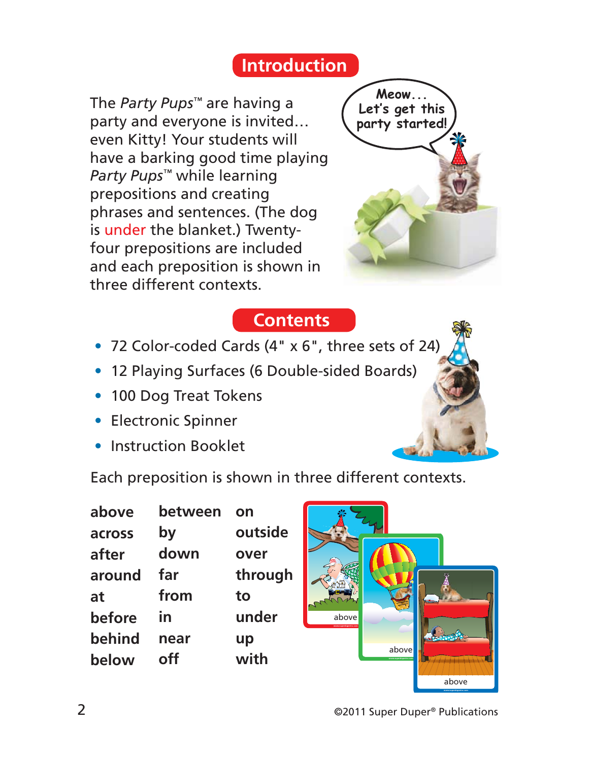## Introduction

The *Party Pups*™ are having a party and everyone is invited… even Kitty! Your students will have a barking good time playing *Party Pups*™ while learning prepositions and creating phrases and sentences. (The dog is under the blanket.) Twenty-four prepositions are included and each preposition is shown in three different contexts.

Meow… Let's get this party started!

## Contents

- 72 Color-coded Cards (4" x 6", three sets of 24)
- 12 Playing Surfaces (6 Double-sided Boards)
- 100 Dog Treat Tokens
- Electronic Spinner
- Instruction Booklet

Each preposition is shown in three different contexts.

| | | |
|---|---|---|
| **above** | **between** | **on** |
| **across** | **by** | **outside** |
| **after** | **down** | **over** |
| **around** | **far** | **through** |
| **at** | **from** | **to** |
| **before** | **in** | **under** |
| **behind** | **near** | **up** |
| **below** | **off** | **with** |

above

above

above

©2011 Super Duper® Publications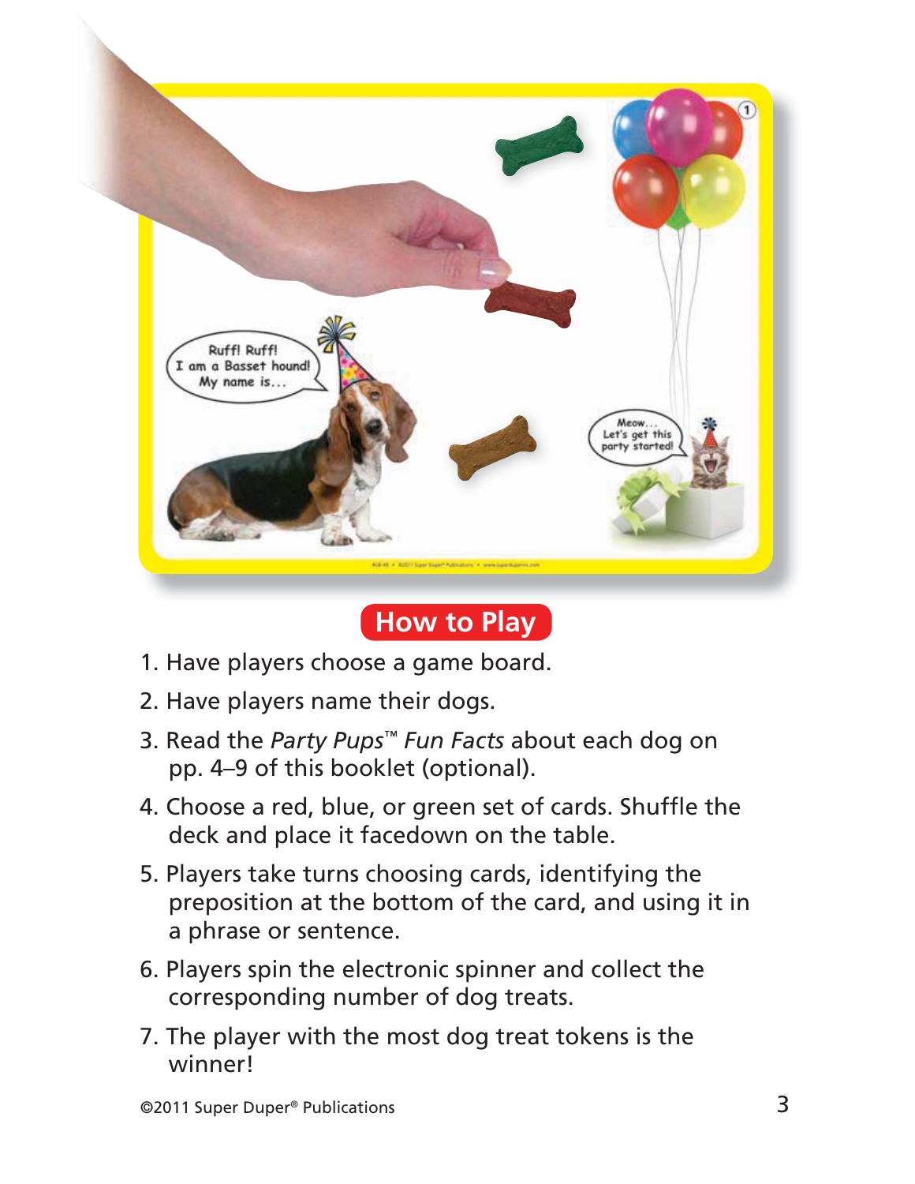## How to Play

1. Have players choose a game board.
2. Have players name their dogs.
3. Read the *Party Pups*™ *Fun Facts* about each dog on pp. 4–9 of this booklet (optional).
4. Choose a red, blue, or green set of cards. Shuffle the deck and place it facedown on the table.
5. Players take turns choosing cards, identifying the preposition at the bottom of the card, and using it in a phrase or sentence.
6. Players spin the electronic spinner and collect the corresponding number of dog treats.
7. The player with the most dog treat tokens is the winner!

©2011 Super Duper® Publications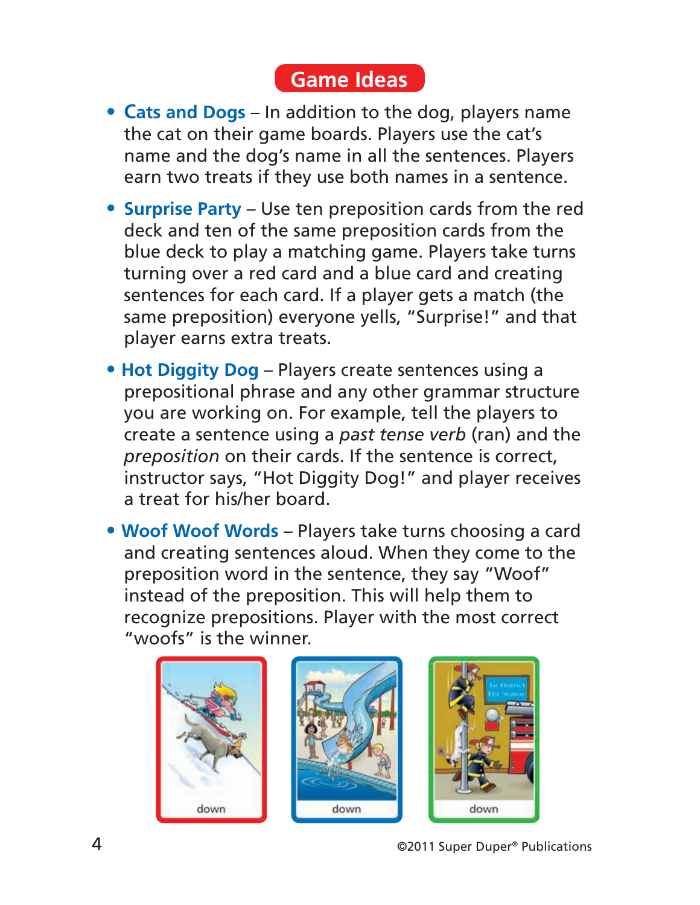## Game Ideas

- **Cats and Dogs** – In addition to the dog, players name the cat on their game boards. Players use the cat's name and the dog's name in all the sentences. Players earn two treats if they use both names in a sentence.
- **Surprise Party** – Use ten preposition cards from the red deck and ten of the same preposition cards from the blue deck to play a matching game. Players take turns turning over a red card and a blue card and creating sentences for each card. If a player gets a match (the same preposition) everyone yells, "Surprise!" and that player earns extra treats.
- **Hot Diggity Dog** – Players create sentences using a prepositional phrase and any other grammar structure you are working on. For example, tell the players to create a sentence using a *past tense verb* (ran) and the *preposition* on their cards. If the sentence is correct, instructor says, "Hot Diggity Dog!" and player receives a treat for his/her board.
- **Woof Woof Words** – Players take turns choosing a card and creating sentences aloud. When they come to the preposition word in the sentence, they say "Woof" instead of the preposition. This will help them to recognize prepositions. Player with the most correct "woofs" is the winner.

down

down

down

©2011 Super Duper® Publications